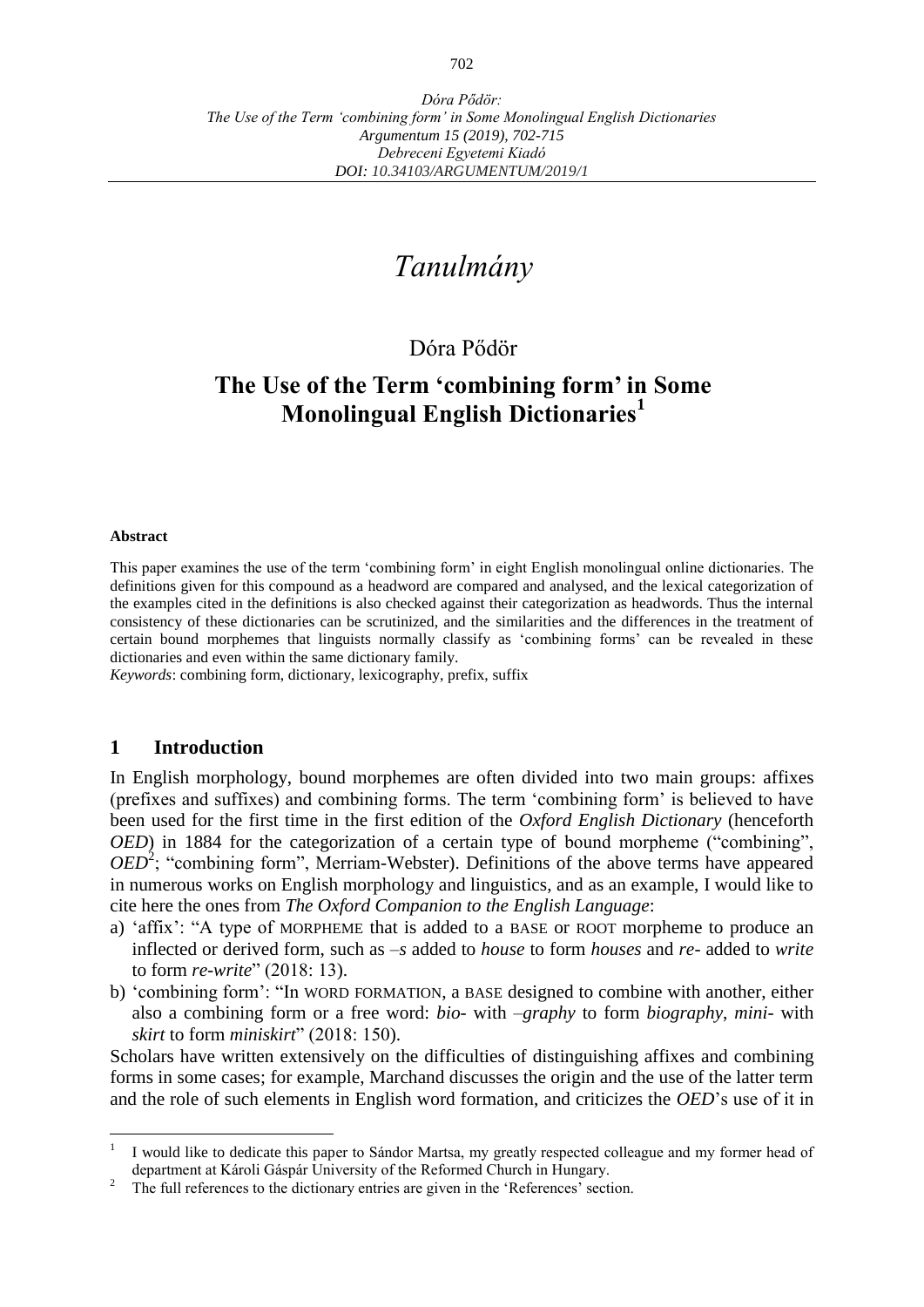*Dóra Pődör:*
*The Use of the Term 'combining form' in Some Monolingual English Dictionaries*
*Argumentum 15 (2019), 702-715*
*Debreceni Egyetemi Kiadó*
*DOI: 10.34103/ARGUMENTUM/2019/1*

# *Tanulmány*

Dóra Pődör

## The Use of the Term 'combining form' in Some Monolingual English Dictionaries[1]

**Abstract**

This paper examines the use of the term 'combining form' in eight English monolingual online dictionaries. The definitions given for this compound as a headword are compared and analysed, and the lexical categorization of the examples cited in the definitions is also checked against their categorization as headwords. Thus the internal consistency of these dictionaries can be scrutinized, and the similarities and the differences in the treatment of certain bound morphemes that linguists normally classify as 'combining forms' can be revealed in these dictionaries and even within the same dictionary family.

*Keywords*: combining form, dictionary, lexicography, prefix, suffix

## 1 Introduction

In English morphology, bound morphemes are often divided into two main groups: affixes (prefixes and suffixes) and combining forms. The term 'combining form' is believed to have been used for the first time in the first edition of the *Oxford English Dictionary* (henceforth *OED*) in 1884 for the categorization of a certain type of bound morpheme ("combining", *OED*[2]; "combining form", Merriam-Webster). Definitions of the above terms have appeared in numerous works on English morphology and linguistics, and as an example, I would like to cite here the ones from *The Oxford Companion to the English Language*:

a) 'affix': "A type of MORPHEME that is added to a BASE or ROOT morpheme to produce an inflected or derived form, such as *–s* added to *house* to form *houses* and *re-* added to *write* to form *re-write*" (2018: 13).
b) 'combining form': "In WORD FORMATION, a BASE designed to combine with another, either also a combining form or a free word: *bio-* with *–graphy* to form *biography*, *mini-* with *skirt* to form *miniskirt*" (2018: 150).

Scholars have written extensively on the difficulties of distinguishing affixes and combining forms in some cases; for example, Marchand discusses the origin and the use of the latter term and the role of such elements in English word formation, and criticizes the *OED*'s use of it in

---

[1] I would like to dedicate this paper to Sándor Martsa, my greatly respected colleague and my former head of department at Károli Gáspár University of the Reformed Church in Hungary.

[2] The full references to the dictionary entries are given in the 'References' section.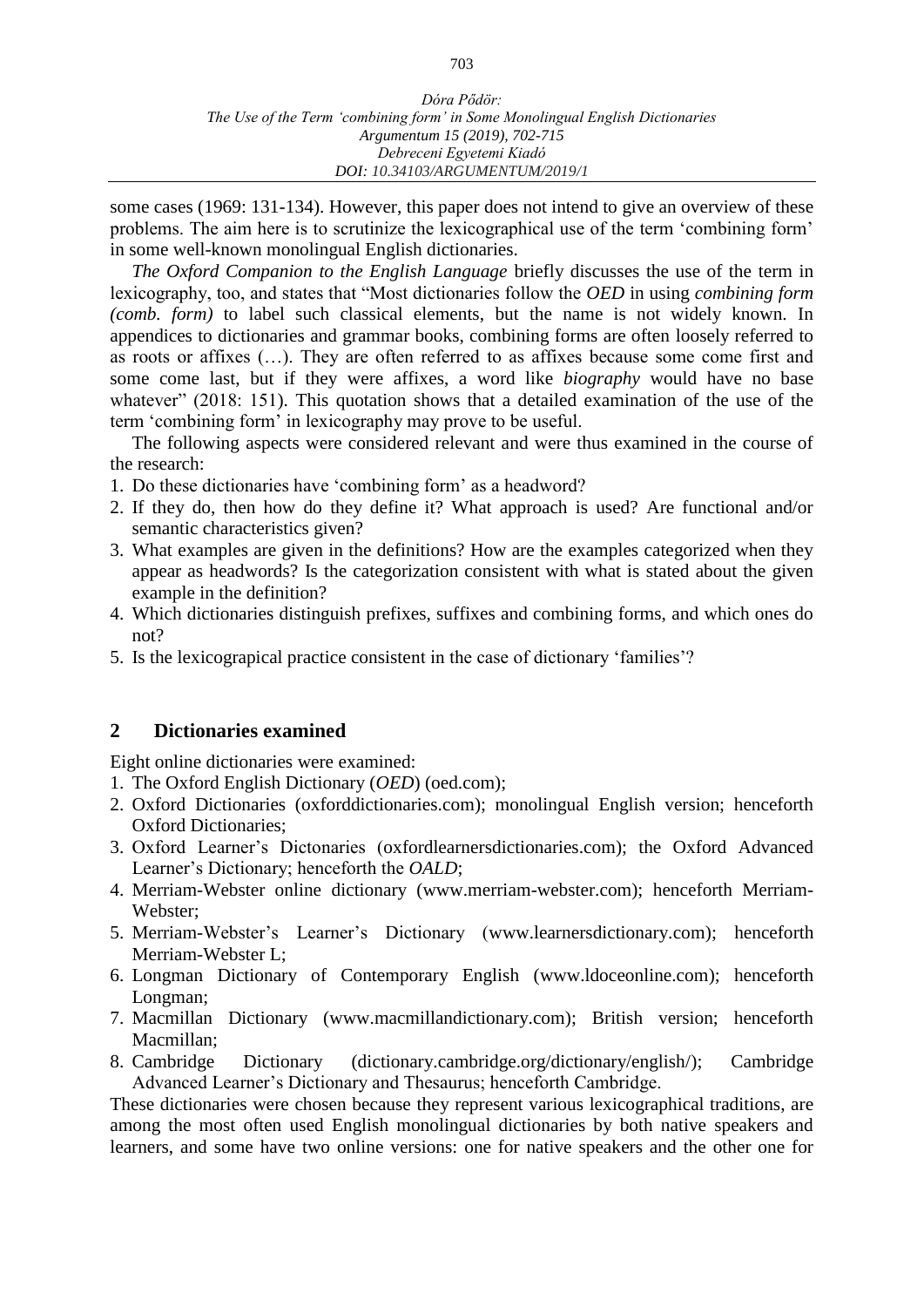some cases (1969: 131-134). However, this paper does not intend to give an overview of these problems. The aim here is to scrutinize the lexicographical use of the term 'combining form' in some well-known monolingual English dictionaries.

*The Oxford Companion to the English Language* briefly discusses the use of the term in lexicography, too, and states that "Most dictionaries follow the *OED* in using *combining form (comb. form)* to label such classical elements, but the name is not widely known. In appendices to dictionaries and grammar books, combining forms are often loosely referred to as roots or affixes (…). They are often referred to as affixes because some come first and some come last, but if they were affixes, a word like *biography* would have no base whatever" (2018: 151). This quotation shows that a detailed examination of the use of the term 'combining form' in lexicography may prove to be useful.

The following aspects were considered relevant and were thus examined in the course of the research:

1. Do these dictionaries have 'combining form' as a headword?
2. If they do, then how do they define it? What approach is used? Are functional and/or semantic characteristics given?
3. What examples are given in the definitions? How are the examples categorized when they appear as headwords? Is the categorization consistent with what is stated about the given example in the definition?
4. Which dictionaries distinguish prefixes, suffixes and combining forms, and which ones do not?
5. Is the lexicograpical practice consistent in the case of dictionary 'families'?

## 2 Dictionaries examined

Eight online dictionaries were examined:

1. The Oxford English Dictionary (*OED*) (oed.com);
2. Oxford Dictionaries (oxforddictionaries.com); monolingual English version; henceforth Oxford Dictionaries;
3. Oxford Learner's Dictonaries (oxfordlearnersdictionaries.com); the Oxford Advanced Learner's Dictionary; henceforth the *OALD*;
4. Merriam-Webster online dictionary (www.merriam-webster.com); henceforth Merriam-Webster;
5. Merriam-Webster's Learner's Dictionary (www.learnersdictionary.com); henceforth Merriam-Webster L;
6. Longman Dictionary of Contemporary English (www.ldoceonline.com); henceforth Longman;
7. Macmillan Dictionary (www.macmillandictionary.com); British version; henceforth Macmillan;
8. Cambridge Dictionary (dictionary.cambridge.org/dictionary/english/); Cambridge Advanced Learner's Dictionary and Thesaurus; henceforth Cambridge.

These dictionaries were chosen because they represent various lexicographical traditions, are among the most often used English monolingual dictionaries by both native speakers and learners, and some have two online versions: one for native speakers and the other one for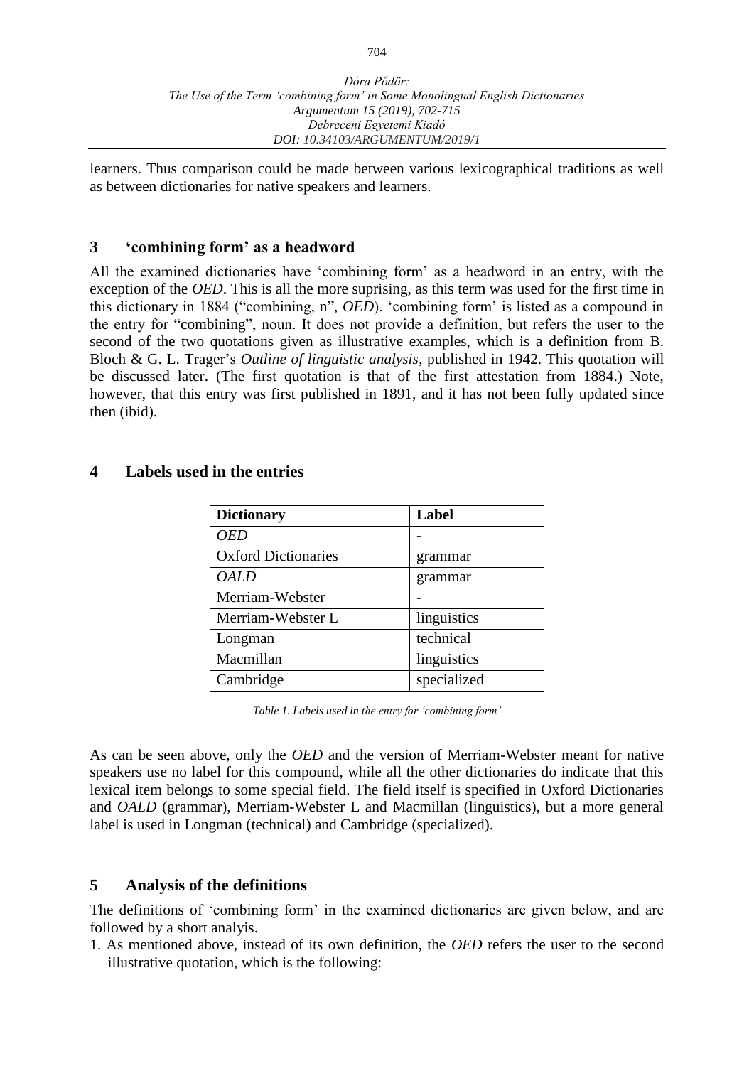learners. Thus comparison could be made between various lexicographical traditions as well as between dictionaries for native speakers and learners.

## 3 'combining form' as a headword

All the examined dictionaries have 'combining form' as a headword in an entry, with the exception of the *OED*. This is all the more suprising, as this term was used for the first time in this dictionary in 1884 ("combining, n", *OED*). 'combining form' is listed as a compound in the entry for "combining", noun. It does not provide a definition, but refers the user to the second of the two quotations given as illustrative examples, which is a definition from B. Bloch & G. L. Trager's *Outline of linguistic analysis*, published in 1942. This quotation will be discussed later. (The first quotation is that of the first attestation from 1884.) Note, however, that this entry was first published in 1891, and it has not been fully updated since then (ibid).

## 4 Labels used in the entries

| Dictionary | Label |
|---|---|
| *OED* | - |
| Oxford Dictionaries | grammar |
| *OALD* | grammar |
| Merriam-Webster | - |
| Merriam-Webster L | linguistics |
| Longman | technical |
| Macmillan | linguistics |
| Cambridge | specialized |

*Table 1. Labels used in the entry for 'combining form'*

As can be seen above, only the *OED* and the version of Merriam-Webster meant for native speakers use no label for this compound, while all the other dictionaries do indicate that this lexical item belongs to some special field. The field itself is specified in Oxford Dictionaries and *OALD* (grammar), Merriam-Webster L and Macmillan (linguistics), but a more general label is used in Longman (technical) and Cambridge (specialized).

## 5 Analysis of the definitions

The definitions of 'combining form' in the examined dictionaries are given below, and are followed by a short analyis.

1. As mentioned above, instead of its own definition, the *OED* refers the user to the second illustrative quotation, which is the following: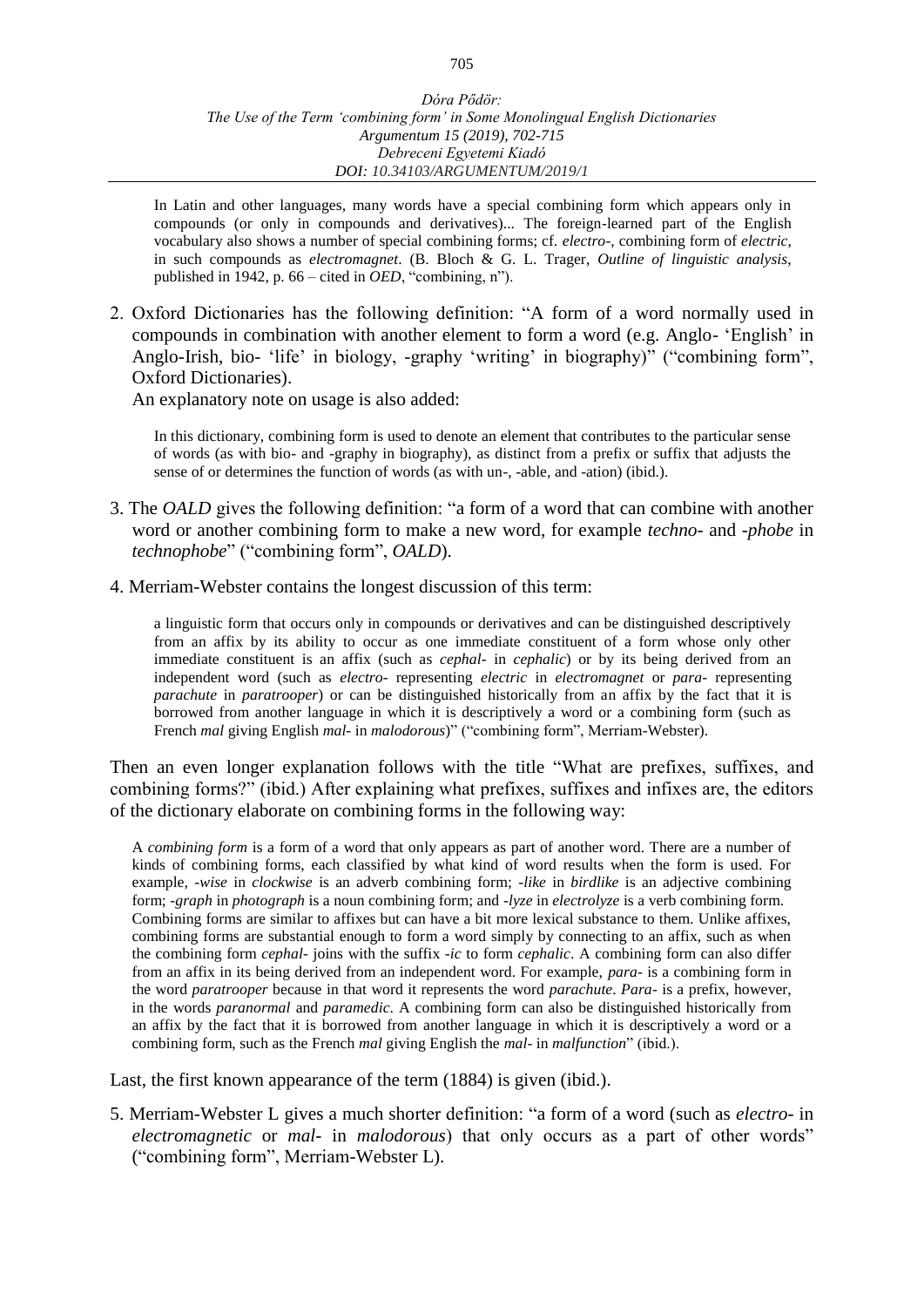> In Latin and other languages, many words have a special combining form which appears only in compounds (or only in compounds and derivatives)... The foreign-learned part of the English vocabulary also shows a number of special combining forms; cf. *electro-*, combining form of *electric*, in such compounds as *electromagnet*. (B. Bloch & G. L. Trager, *Outline of linguistic analysis*, published in 1942, p. 66 – cited in *OED*, "combining, n").

2. Oxford Dictionaries has the following definition: "A form of a word normally used in compounds in combination with another element to form a word (e.g. Anglo- 'English' in Anglo-Irish, bio- 'life' in biology, -graphy 'writing' in biography)" ("combining form", Oxford Dictionaries).

   An explanatory note on usage is also added:

   > In this dictionary, combining form is used to denote an element that contributes to the particular sense of words (as with bio- and -graphy in biography), as distinct from a prefix or suffix that adjusts the sense of or determines the function of words (as with un-, -able, and -ation) (ibid.).

3. The *OALD* gives the following definition: "a form of a word that can combine with another word or another combining form to make a new word, for example *techno-* and *-phobe* in *technophobe*" ("combining form", *OALD*).

4. Merriam-Webster contains the longest discussion of this term:

   > a linguistic form that occurs only in compounds or derivatives and can be distinguished descriptively from an affix by its ability to occur as one immediate constituent of a form whose only other immediate constituent is an affix (such as *cephal-* in *cephalic*) or by its being derived from an independent word (such as *electro-* representing *electric* in *electromagnet* or *para-* representing *parachute* in *paratrooper*) or can be distinguished historically from an affix by the fact that it is borrowed from another language in which it is descriptively a word or a combining form (such as French *mal* giving English *mal-* in *malodorous*)" ("combining form", Merriam-Webster).

Then an even longer explanation follows with the title "What are prefixes, suffixes, and combining forms?" (ibid.) After explaining what prefixes, suffixes and infixes are, the editors of the dictionary elaborate on combining forms in the following way:

> A *combining form* is a form of a word that only appears as part of another word. There are a number of kinds of combining forms, each classified by what kind of word results when the form is used. For example, *-wise* in *clockwise* is an adverb combining form; *-like* in *birdlike* is an adjective combining form; *-graph* in *photograph* is a noun combining form; and *-lyze* in *electrolyze* is a verb combining form. Combining forms are similar to affixes but can have a bit more lexical substance to them. Unlike affixes, combining forms are substantial enough to form a word simply by connecting to an affix, such as when the combining form *cephal-* joins with the suffix *-ic* to form *cephalic*. A combining form can also differ from an affix in its being derived from an independent word. For example, *para-* is a combining form in the word *paratrooper* because in that word it represents the word *parachute*. *Para-* is a prefix, however, in the words *paranormal* and *paramedic*. A combining form can also be distinguished historically from an affix by the fact that it is borrowed from another language in which it is descriptively a word or a combining form, such as the French *mal* giving English the *mal-* in *malfunction*" (ibid.).

Last, the first known appearance of the term (1884) is given (ibid.).

5. Merriam-Webster L gives a much shorter definition: "a form of a word (such as *electro-* in *electromagnetic* or *mal-* in *malodorous*) that only occurs as a part of other words" ("combining form", Merriam-Webster L).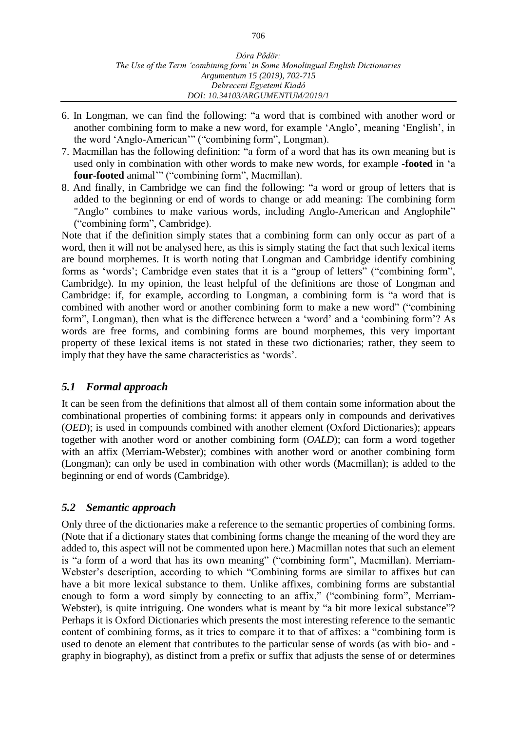6. In Longman, we can find the following: "a word that is combined with another word or another combining form to make a new word, for example 'Anglo', meaning 'English', in the word 'Anglo-American'" ("combining form", Longman).
7. Macmillan has the following definition: "a form of a word that has its own meaning but is used only in combination with other words to make new words, for example **-footed** in 'a **four-footed** animal'" ("combining form", Macmillan).
8. And finally, in Cambridge we can find the following: "a word or group of letters that is added to the beginning or end of words to change or add meaning: The combining form "Anglo" combines to make various words, including Anglo-American and Anglophile" ("combining form", Cambridge).

Note that if the definition simply states that a combining form can only occur as part of a word, then it will not be analysed here, as this is simply stating the fact that such lexical items are bound morphemes. It is worth noting that Longman and Cambridge identify combining forms as 'words'; Cambridge even states that it is a "group of letters" ("combining form", Cambridge). In my opinion, the least helpful of the definitions are those of Longman and Cambridge: if, for example, according to Longman, a combining form is "a word that is combined with another word or another combining form to make a new word" ("combining form", Longman), then what is the difference between a 'word' and a 'combining form'? As words are free forms, and combining forms are bound morphemes, this very important property of these lexical items is not stated in these two dictionaries; rather, they seem to imply that they have the same characteristics as 'words'.

### *5.1 Formal approach*

It can be seen from the definitions that almost all of them contain some information about the combinational properties of combining forms: it appears only in compounds and derivatives (*OED*); is used in compounds combined with another element (Oxford Dictionaries); appears together with another word or another combining form (*OALD*); can form a word together with an affix (Merriam-Webster); combines with another word or another combining form (Longman); can only be used in combination with other words (Macmillan); is added to the beginning or end of words (Cambridge).

### *5.2 Semantic approach*

Only three of the dictionaries make a reference to the semantic properties of combining forms. (Note that if a dictionary states that combining forms change the meaning of the word they are added to, this aspect will not be commented upon here.) Macmillan notes that such an element is "a form of a word that has its own meaning" ("combining form", Macmillan). Merriam-Webster's description, according to which "Combining forms are similar to affixes but can have a bit more lexical substance to them. Unlike affixes, combining forms are substantial enough to form a word simply by connecting to an affix," ("combining form", Merriam-Webster), is quite intriguing. One wonders what is meant by "a bit more lexical substance"? Perhaps it is Oxford Dictionaries which presents the most interesting reference to the semantic content of combining forms, as it tries to compare it to that of affixes: a "combining form is used to denote an element that contributes to the particular sense of words (as with bio- and -graphy in biography), as distinct from a prefix or suffix that adjusts the sense of or determines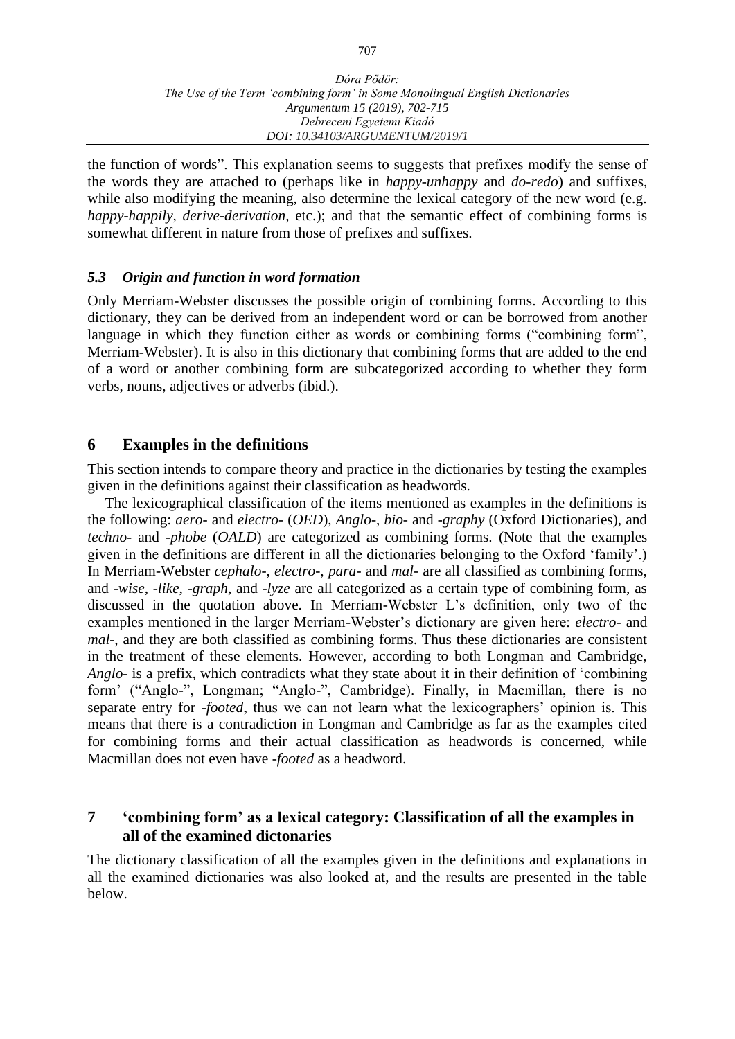the function of words". This explanation seems to suggests that prefixes modify the sense of the words they are attached to (perhaps like in *happy-unhappy* and *do-redo*) and suffixes, while also modifying the meaning, also determine the lexical category of the new word (e.g. *happy-happily*, *derive-derivation*, etc.); and that the semantic effect of combining forms is somewhat different in nature from those of prefixes and suffixes.

### *5.3 Origin and function in word formation*

Only Merriam-Webster discusses the possible origin of combining forms. According to this dictionary, they can be derived from an independent word or can be borrowed from another language in which they function either as words or combining forms ("combining form", Merriam-Webster). It is also in this dictionary that combining forms that are added to the end of a word or another combining form are subcategorized according to whether they form verbs, nouns, adjectives or adverbs (ibid.).

## 6 Examples in the definitions

This section intends to compare theory and practice in the dictionaries by testing the examples given in the definitions against their classification as headwords.

The lexicographical classification of the items mentioned as examples in the definitions is the following: *aero-* and *electro-* (*OED*), *Anglo-*, *bio-* and *-graphy* (Oxford Dictionaries), and *techno-* and *-phobe* (*OALD*) are categorized as combining forms. (Note that the examples given in the definitions are different in all the dictionaries belonging to the Oxford 'family'.) In Merriam-Webster *cephalo-*, *electro-*, *para-* and *mal-* are all classified as combining forms, and *-wise*, *-like*, *-graph*, and *-lyze* are all categorized as a certain type of combining form, as discussed in the quotation above. In Merriam-Webster L's definition, only two of the examples mentioned in the larger Merriam-Webster's dictionary are given here: *electro-* and *mal-*, and they are both classified as combining forms. Thus these dictionaries are consistent in the treatment of these elements. However, according to both Longman and Cambridge, *Anglo-* is a prefix, which contradicts what they state about it in their definition of 'combining form' ("Anglo-", Longman; "Anglo-", Cambridge). Finally, in Macmillan, there is no separate entry for *-footed*, thus we can not learn what the lexicographers' opinion is. This means that there is a contradiction in Longman and Cambridge as far as the examples cited for combining forms and their actual classification as headwords is concerned, while Macmillan does not even have *-footed* as a headword.

## 7 'combining form' as a lexical category: Classification of all the examples in all of the examined dictonaries

The dictionary classification of all the examples given in the definitions and explanations in all the examined dictionaries was also looked at, and the results are presented in the table below.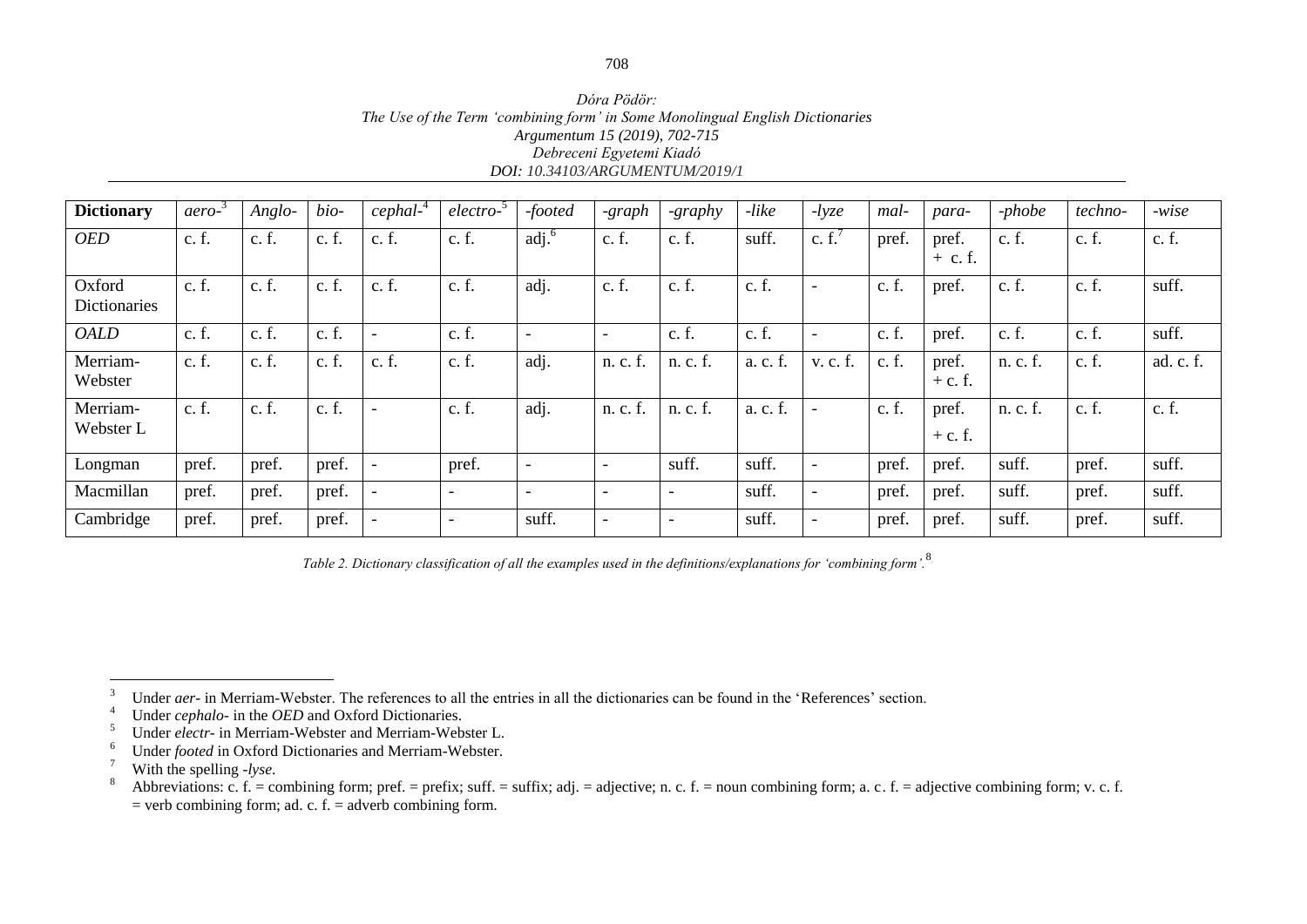| **Dictionary** | *aero-*[3] | *Anglo-* | *bio-* | *cephal-*[4] | *electro-*[5] | *-footed* | *-graph* | *-graphy* | *-like* | *-lyze* | *mal-* | *para-* | *-phobe* | *techno-* | *-wise* |
|---|---|---|---|---|---|---|---|---|---|---|---|---|---|---|---|
| *OED* | c. f. | c. f. | c. f. | c. f. | c. f. | adj.[6] | c. f. | c. f. | suff. | c. f.[7] | pref. | pref. + c. f. | c. f. | c. f. | c. f. |
| Oxford Dictionaries | c. f. | c. f. | c. f. | c. f. | c. f. | adj. | c. f. | c. f. | c. f. | - | c. f. | pref. | c. f. | c. f. | suff. |
| *OALD* | c. f. | c. f. | c. f. | - | c. f. | - | - | c. f. | c. f. | - | c. f. | pref. | c. f. | c. f. | suff. |
| Merriam-Webster | c. f. | c. f. | c. f. | c. f. | c. f. | adj. | n. c. f. | n. c. f. | a. c. f. | v. c. f. | c. f. | pref. + c. f. | n. c. f. | c. f. | ad. c. f. |
| Merriam-Webster L | c. f. | c. f. | c. f. | - | c. f. | adj. | n. c. f. | n. c. f. | a. c. f. | - | c. f. | pref. + c. f. | n. c. f. | c. f. | c. f. |
| Longman | pref. | pref. | pref. | - | pref. | - | - | suff. | suff. | - | pref. | pref. | suff. | pref. | suff. |
| Macmillan | pref. | pref. | pref. | - | - | - | - | - | suff. | - | pref. | pref. | suff. | pref. | suff. |
| Cambridge | pref. | pref. | pref. | - | - | suff. | - | - | suff. | - | pref. | pref. | suff. | pref. | suff. |

*Table 2. Dictionary classification of all the examples used in the definitions/explanations for 'combining form'.*[8]

[3] Under *aer-* in Merriam-Webster. The references to all the entries in all the dictionaries can be found in the 'References' section.

[4] Under *cephalo-* in the *OED* and Oxford Dictionaries.

[5] Under *electr-* in Merriam-Webster and Merriam-Webster L.

[6] Under *footed* in Oxford Dictionaries and Merriam-Webster.

[7] With the spelling *-lyse*.

[8] Abbreviations: c. f. = combining form; pref. = prefix; suff. = suffix; adj. = adjective; n. c. f. = noun combining form; a. c. f. = adjective combining form; v. c. f. = verb combining form; ad. c. f. = adverb combining form.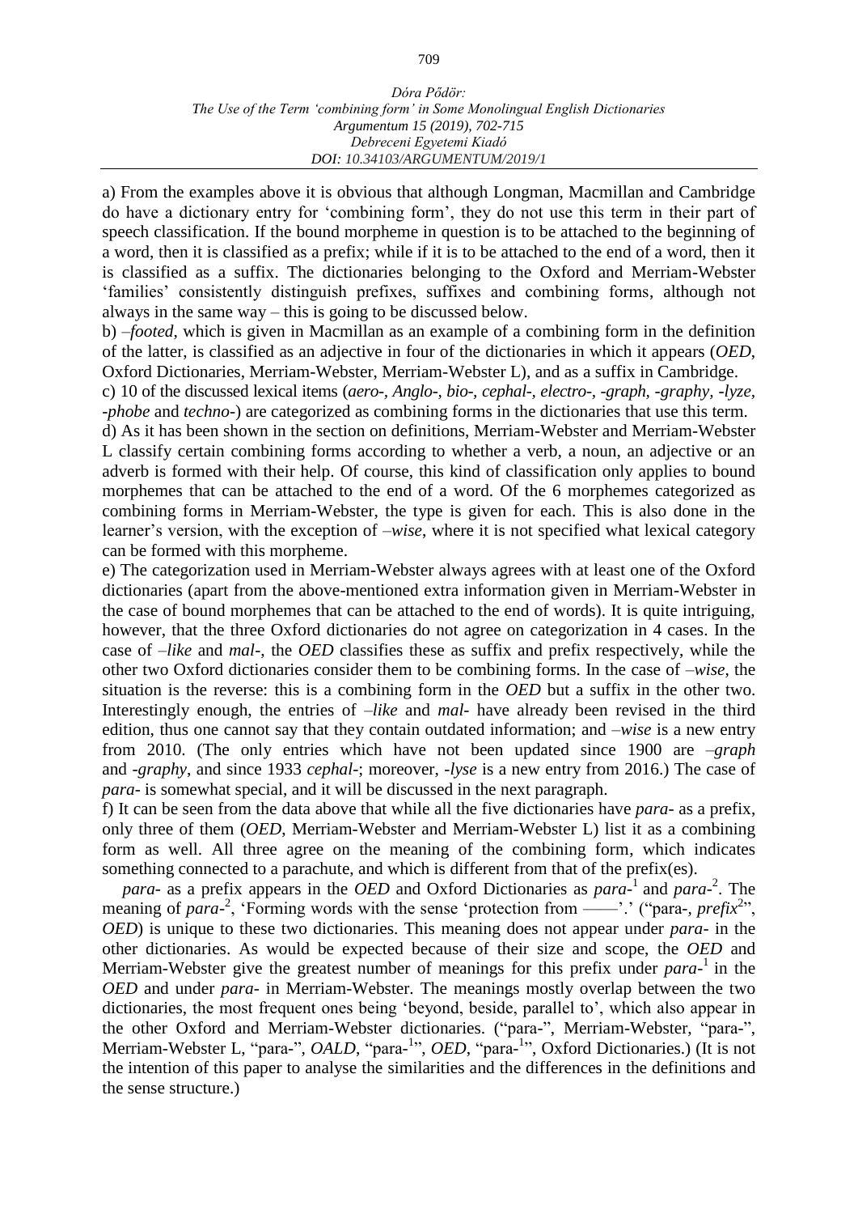a) From the examples above it is obvious that although Longman, Macmillan and Cambridge do have a dictionary entry for 'combining form', they do not use this term in their part of speech classification. If the bound morpheme in question is to be attached to the beginning of a word, then it is classified as a prefix; while if it is to be attached to the end of a word, then it is classified as a suffix. The dictionaries belonging to the Oxford and Merriam-Webster 'families' consistently distinguish prefixes, suffixes and combining forms, although not always in the same way – this is going to be discussed below.

b) *–footed*, which is given in Macmillan as an example of a combining form in the definition of the latter, is classified as an adjective in four of the dictionaries in which it appears (*OED*, Oxford Dictionaries, Merriam-Webster, Merriam-Webster L), and as a suffix in Cambridge.

c) 10 of the discussed lexical items (*aero-*, *Anglo-*, *bio-*, *cephal-*, *electro-*, *-graph*, *-graphy*, *-lyze*, *-phobe* and *techno-*) are categorized as combining forms in the dictionaries that use this term.

d) As it has been shown in the section on definitions, Merriam-Webster and Merriam-Webster L classify certain combining forms according to whether a verb, a noun, an adjective or an adverb is formed with their help. Of course, this kind of classification only applies to bound morphemes that can be attached to the end of a word. Of the 6 morphemes categorized as combining forms in Merriam-Webster, the type is given for each. This is also done in the learner's version, with the exception of *–wise*, where it is not specified what lexical category can be formed with this morpheme.

e) The categorization used in Merriam-Webster always agrees with at least one of the Oxford dictionaries (apart from the above-mentioned extra information given in Merriam-Webster in the case of bound morphemes that can be attached to the end of words). It is quite intriguing, however, that the three Oxford dictionaries do not agree on categorization in 4 cases. In the case of *–like* and *mal-*, the *OED* classifies these as suffix and prefix respectively, while the other two Oxford dictionaries consider them to be combining forms. In the case of *–wise*, the situation is the reverse: this is a combining form in the *OED* but a suffix in the other two. Interestingly enough, the entries of *–like* and *mal-* have already been revised in the third edition, thus one cannot say that they contain outdated information; and *–wise* is a new entry from 2010. (The only entries which have not been updated since 1900 are *–graph* and *-graphy*, and since 1933 *cephal-*; moreover, *-lyse* is a new entry from 2016.) The case of *para-* is somewhat special, and it will be discussed in the next paragraph.

f) It can be seen from the data above that while all the five dictionaries have *para-* as a prefix, only three of them (*OED*, Merriam-Webster and Merriam-Webster L) list it as a combining form as well. All three agree on the meaning of the combining form, which indicates something connected to a parachute, and which is different from that of the prefix(es).

*para-* as a prefix appears in the *OED* and Oxford Dictionaries as *para-*[1] and *para-*[2]. The meaning of *para-*[2], 'Forming words with the sense 'protection from ——'.' ("para-, *prefix*[2]", *OED*) is unique to these two dictionaries. This meaning does not appear under *para-* in the other dictionaries. As would be expected because of their size and scope, the *OED* and Merriam-Webster give the greatest number of meanings for this prefix under *para-*[1] in the *OED* and under *para-* in Merriam-Webster. The meanings mostly overlap between the two dictionaries, the most frequent ones being 'beyond, beside, parallel to', which also appear in the other Oxford and Merriam-Webster dictionaries. ("para-", Merriam-Webster, "para-", Merriam-Webster L, "para-", *OALD*, "para-[1]", *OED*, "para-[1]", Oxford Dictionaries.) (It is not the intention of this paper to analyse the similarities and the differences in the definitions and the sense structure.)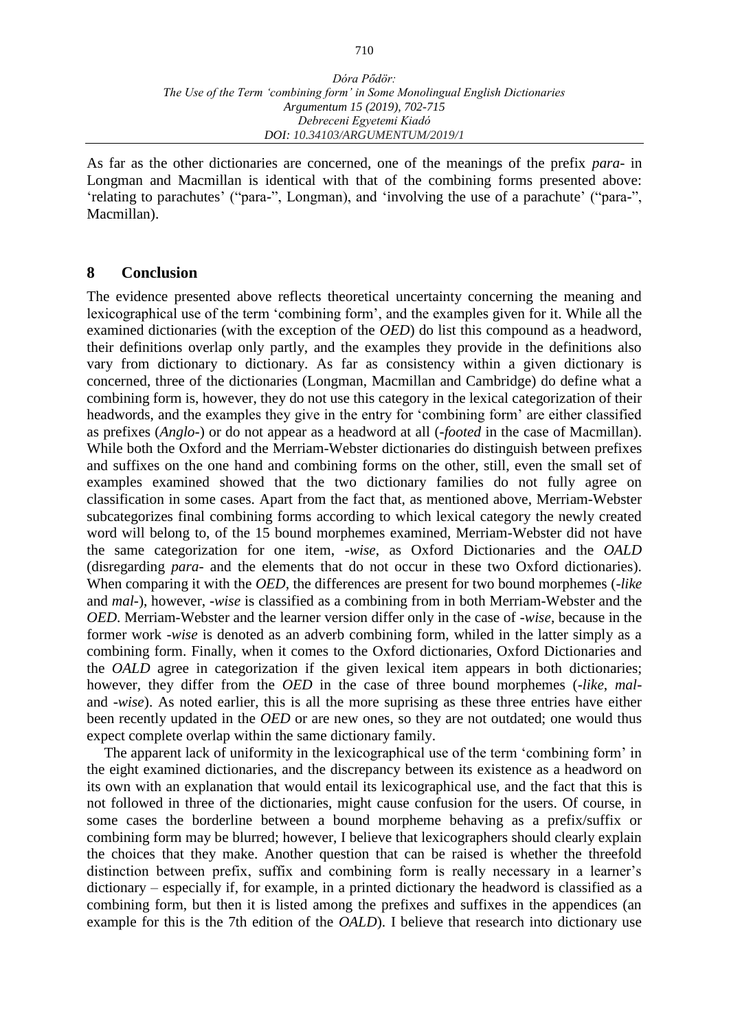As far as the other dictionaries are concerned, one of the meanings of the prefix *para-* in Longman and Macmillan is identical with that of the combining forms presented above: 'relating to parachutes' ("para-", Longman), and 'involving the use of a parachute' ("para-", Macmillan).

## 8 Conclusion

The evidence presented above reflects theoretical uncertainty concerning the meaning and lexicographical use of the term 'combining form', and the examples given for it. While all the examined dictionaries (with the exception of the *OED*) do list this compound as a headword, their definitions overlap only partly, and the examples they provide in the definitions also vary from dictionary to dictionary. As far as consistency within a given dictionary is concerned, three of the dictionaries (Longman, Macmillan and Cambridge) do define what a combining form is, however, they do not use this category in the lexical categorization of their headwords, and the examples they give in the entry for 'combining form' are either classified as prefixes (*Anglo-*) or do not appear as a headword at all (*-footed* in the case of Macmillan). While both the Oxford and the Merriam-Webster dictionaries do distinguish between prefixes and suffixes on the one hand and combining forms on the other, still, even the small set of examples examined showed that the two dictionary families do not fully agree on classification in some cases. Apart from the fact that, as mentioned above, Merriam-Webster subcategorizes final combining forms according to which lexical category the newly created word will belong to, of the 15 bound morphemes examined, Merriam-Webster did not have the same categorization for one item, *-wise*, as Oxford Dictionaries and the *OALD* (disregarding *para-* and the elements that do not occur in these two Oxford dictionaries). When comparing it with the *OED*, the differences are present for two bound morphemes (*-like* and *mal-*), however, *-wise* is classified as a combining from in both Merriam-Webster and the *OED*. Merriam-Webster and the learner version differ only in the case of *-wise*, because in the former work *-wise* is denoted as an adverb combining form, whiled in the latter simply as a combining form. Finally, when it comes to the Oxford dictionaries, Oxford Dictionaries and the *OALD* agree in categorization if the given lexical item appears in both dictionaries; however, they differ from the *OED* in the case of three bound morphemes (*-like*, *mal-* and *-wise*). As noted earlier, this is all the more suprising as these three entries have either been recently updated in the *OED* or are new ones, so they are not outdated; one would thus expect complete overlap within the same dictionary family.

The apparent lack of uniformity in the lexicographical use of the term 'combining form' in the eight examined dictionaries, and the discrepancy between its existence as a headword on its own with an explanation that would entail its lexicographical use, and the fact that this is not followed in three of the dictionaries, might cause confusion for the users. Of course, in some cases the borderline between a bound morpheme behaving as a prefix/suffix or combining form may be blurred; however, I believe that lexicographers should clearly explain the choices that they make. Another question that can be raised is whether the threefold distinction between prefix, suffix and combining form is really necessary in a learner's dictionary – especially if, for example, in a printed dictionary the headword is classified as a combining form, but then it is listed among the prefixes and suffixes in the appendices (an example for this is the 7th edition of the *OALD*). I believe that research into dictionary use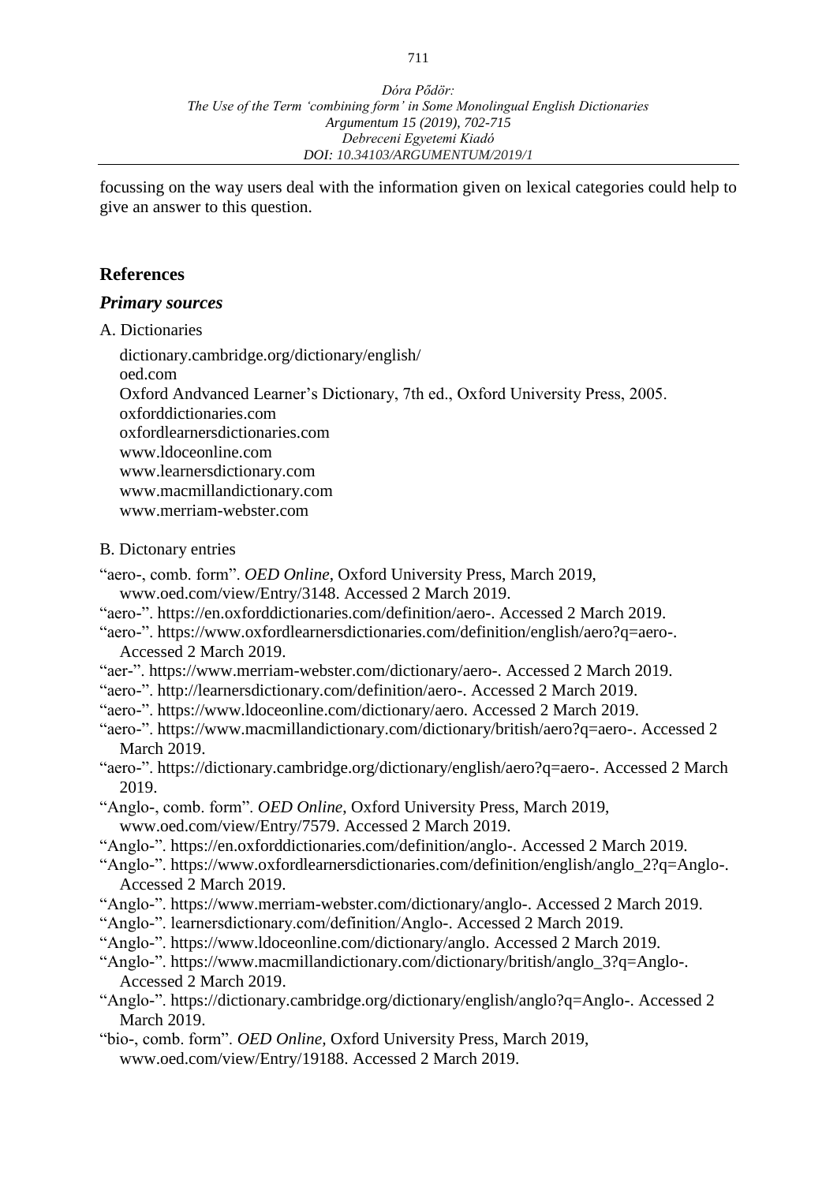focussing on the way users deal with the information given on lexical categories could help to give an answer to this question.

## References

### *Primary sources*

A. Dictionaries

dictionary.cambridge.org/dictionary/english/
oed.com
Oxford Andvanced Learner's Dictionary, 7th ed., Oxford University Press, 2005.
oxforddictionaries.com
oxfordlearnersdictionaries.com
www.ldoceonline.com
www.learnersdictionary.com
www.macmillandictionary.com
www.merriam-webster.com

B. Dictonary entries

"aero-, comb. form". *OED Online*, Oxford University Press, March 2019, www.oed.com/view/Entry/3148. Accessed 2 March 2019.

"aero-". https://en.oxforddictionaries.com/definition/aero-. Accessed 2 March 2019.

"aero-". https://www.oxfordlearnersdictionaries.com/definition/english/aero?q=aero-. Accessed 2 March 2019.

"aer-". https://www.merriam-webster.com/dictionary/aero-. Accessed 2 March 2019.

"aero-". http://learnersdictionary.com/definition/aero-. Accessed 2 March 2019.

"aero-". https://www.ldoceonline.com/dictionary/aero. Accessed 2 March 2019.

"aero-". https://www.macmillandictionary.com/dictionary/british/aero?q=aero-. Accessed 2 March 2019.

"aero-". https://dictionary.cambridge.org/dictionary/english/aero?q=aero-. Accessed 2 March 2019.

"Anglo-, comb. form". *OED Online*, Oxford University Press, March 2019, www.oed.com/view/Entry/7579. Accessed 2 March 2019.

"Anglo-". https://en.oxforddictionaries.com/definition/anglo-. Accessed 2 March 2019.

"Anglo-". https://www.oxfordlearnersdictionaries.com/definition/english/anglo_2?q=Anglo-. Accessed 2 March 2019.

"Anglo-". https://www.merriam-webster.com/dictionary/anglo-. Accessed 2 March 2019.

"Anglo-". learnersdictionary.com/definition/Anglo-. Accessed 2 March 2019.

"Anglo-". https://www.ldoceonline.com/dictionary/anglo. Accessed 2 March 2019.

"Anglo-". https://www.macmillandictionary.com/dictionary/british/anglo_3?q=Anglo-. Accessed 2 March 2019.

"Anglo-". https://dictionary.cambridge.org/dictionary/english/anglo?q=Anglo-. Accessed 2 March 2019.

"bio-, comb. form". *OED Online*, Oxford University Press, March 2019, www.oed.com/view/Entry/19188. Accessed 2 March 2019.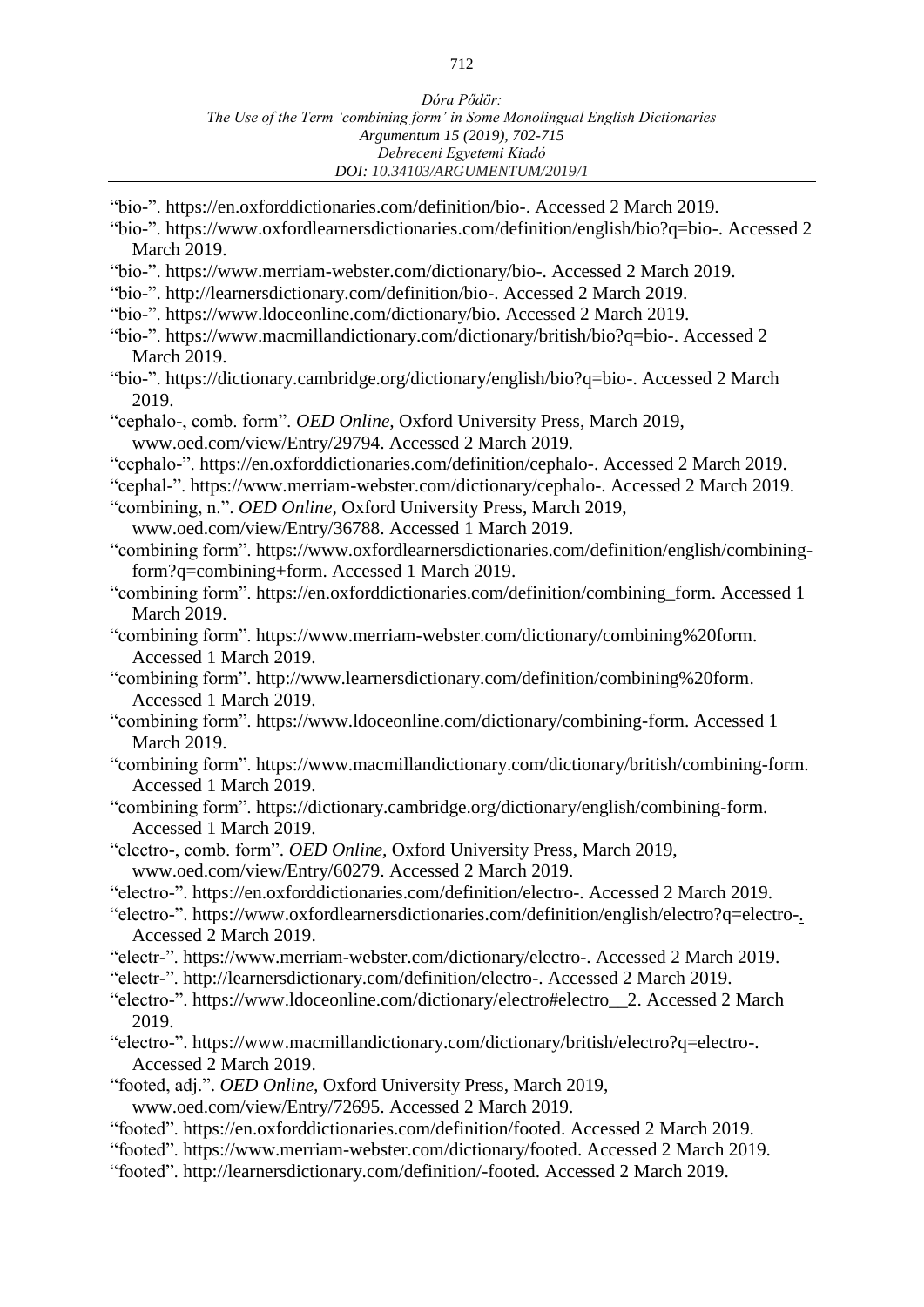"bio-". https://en.oxforddictionaries.com/definition/bio-. Accessed 2 March 2019.

"bio-". https://www.oxfordlearnersdictionaries.com/definition/english/bio?q=bio-. Accessed 2 March 2019.

"bio-". https://www.merriam-webster.com/dictionary/bio-. Accessed 2 March 2019.

"bio-". http://learnersdictionary.com/definition/bio-. Accessed 2 March 2019.

"bio-". https://www.ldoceonline.com/dictionary/bio. Accessed 2 March 2019.

"bio-". https://www.macmillandictionary.com/dictionary/british/bio?q=bio-. Accessed 2 March 2019.

"bio-". https://dictionary.cambridge.org/dictionary/english/bio?q=bio-. Accessed 2 March 2019.

"cephalo-, comb. form". *OED Online*, Oxford University Press, March 2019, www.oed.com/view/Entry/29794. Accessed 2 March 2019.

"cephalo-". https://en.oxforddictionaries.com/definition/cephalo-. Accessed 2 March 2019.

"cephal-". https://www.merriam-webster.com/dictionary/cephalo-. Accessed 2 March 2019.

"combining, n.". *OED Online*, Oxford University Press, March 2019, www.oed.com/view/Entry/36788. Accessed 1 March 2019.

"combining form". https://www.oxfordlearnersdictionaries.com/definition/english/combining-form?q=combining+form. Accessed 1 March 2019.

"combining form". https://en.oxforddictionaries.com/definition/combining_form. Accessed 1 March 2019.

"combining form". https://www.merriam-webster.com/dictionary/combining%20form. Accessed 1 March 2019.

"combining form". http://www.learnersdictionary.com/definition/combining%20form. Accessed 1 March 2019.

"combining form". https://www.ldoceonline.com/dictionary/combining-form. Accessed 1 March 2019.

"combining form". https://www.macmillandictionary.com/dictionary/british/combining-form. Accessed 1 March 2019.

"combining form". https://dictionary.cambridge.org/dictionary/english/combining-form. Accessed 1 March 2019.

"electro-, comb. form". *OED Online*, Oxford University Press, March 2019, www.oed.com/view/Entry/60279. Accessed 2 March 2019.

"electro-". https://en.oxforddictionaries.com/definition/electro-. Accessed 2 March 2019.

"electro-". https://www.oxfordlearnersdictionaries.com/definition/english/electro?q=electro-. Accessed 2 March 2019.

"electr-". https://www.merriam-webster.com/dictionary/electro-. Accessed 2 March 2019.

"electr-". http://learnersdictionary.com/definition/electro-. Accessed 2 March 2019.

"electro-". https://www.ldoceonline.com/dictionary/electro#electro__2. Accessed 2 March 2019.

"electro-". https://www.macmillandictionary.com/dictionary/british/electro?q=electro-. Accessed 2 March 2019.

"footed, adj.". *OED Online*, Oxford University Press, March 2019, www.oed.com/view/Entry/72695. Accessed 2 March 2019.

"footed". https://en.oxforddictionaries.com/definition/footed. Accessed 2 March 2019.

"footed". https://www.merriam-webster.com/dictionary/footed. Accessed 2 March 2019.

"footed". http://learnersdictionary.com/definition/-footed. Accessed 2 March 2019.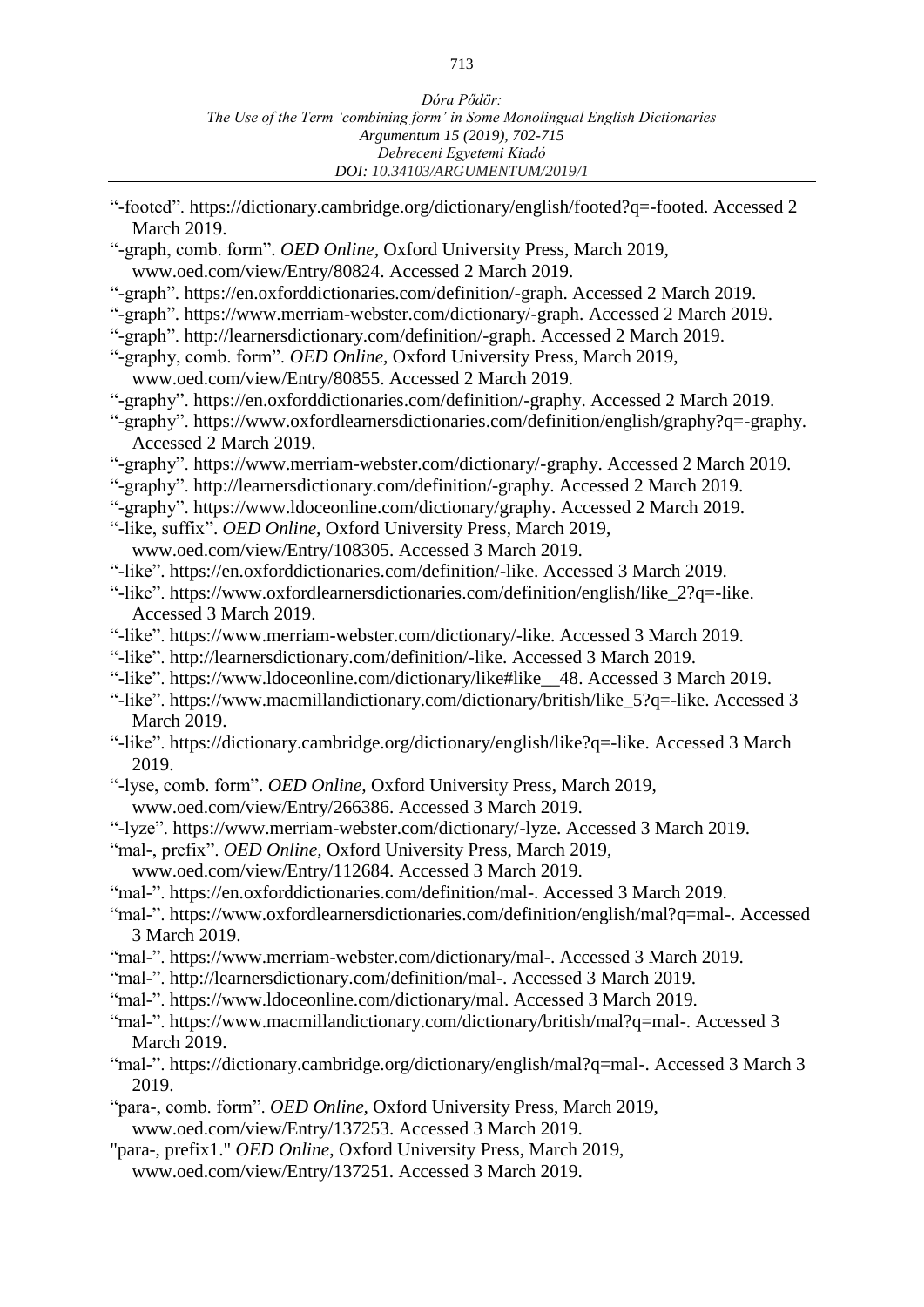"-footed". https://dictionary.cambridge.org/dictionary/english/footed?q=-footed. Accessed 2 March 2019.

"-graph, comb. form". *OED Online*, Oxford University Press, March 2019, www.oed.com/view/Entry/80824. Accessed 2 March 2019.

"-graph". https://en.oxforddictionaries.com/definition/-graph. Accessed 2 March 2019.

"-graph". https://www.merriam-webster.com/dictionary/-graph. Accessed 2 March 2019.

"-graph". http://learnersdictionary.com/definition/-graph. Accessed 2 March 2019.

"-graphy, comb. form". *OED Online*, Oxford University Press, March 2019, www.oed.com/view/Entry/80855. Accessed 2 March 2019.

"-graphy". https://en.oxforddictionaries.com/definition/-graphy. Accessed 2 March 2019.

"-graphy". https://www.oxfordlearnersdictionaries.com/definition/english/graphy?q=-graphy. Accessed 2 March 2019.

"-graphy". https://www.merriam-webster.com/dictionary/-graphy. Accessed 2 March 2019.

"-graphy". http://learnersdictionary.com/definition/-graphy. Accessed 2 March 2019.

"-graphy". https://www.ldoceonline.com/dictionary/graphy. Accessed 2 March 2019.

"-like, suffix". *OED Online*, Oxford University Press, March 2019, www.oed.com/view/Entry/108305. Accessed 3 March 2019.

"-like". https://en.oxforddictionaries.com/definition/-like. Accessed 3 March 2019.

"-like". https://www.oxfordlearnersdictionaries.com/definition/english/like_2?q=-like. Accessed 3 March 2019.

"-like". https://www.merriam-webster.com/dictionary/-like. Accessed 3 March 2019.

"-like". http://learnersdictionary.com/definition/-like. Accessed 3 March 2019.

"-like". https://www.ldoceonline.com/dictionary/like#like__48. Accessed 3 March 2019.

"-like". https://www.macmillandictionary.com/dictionary/british/like_5?q=-like. Accessed 3 March 2019.

"-like". https://dictionary.cambridge.org/dictionary/english/like?q=-like. Accessed 3 March 2019.

"-lyse, comb. form". *OED Online*, Oxford University Press, March 2019, www.oed.com/view/Entry/266386. Accessed 3 March 2019.

"-lyze". https://www.merriam-webster.com/dictionary/-lyze. Accessed 3 March 2019.

"mal-, prefix". *OED Online*, Oxford University Press, March 2019, www.oed.com/view/Entry/112684. Accessed 3 March 2019.

"mal-". https://en.oxforddictionaries.com/definition/mal-. Accessed 3 March 2019.

"mal-". https://www.oxfordlearnersdictionaries.com/definition/english/mal?q=mal-. Accessed 3 March 2019.

"mal-". https://www.merriam-webster.com/dictionary/mal-. Accessed 3 March 2019.

"mal-". http://learnersdictionary.com/definition/mal-. Accessed 3 March 2019.

"mal-". https://www.ldoceonline.com/dictionary/mal. Accessed 3 March 2019.

"mal-". https://www.macmillandictionary.com/dictionary/british/mal?q=mal-. Accessed 3 March 2019.

"mal-". https://dictionary.cambridge.org/dictionary/english/mal?q=mal-. Accessed 3 March 3 2019.

"para-, comb. form". *OED Online*, Oxford University Press, March 2019, www.oed.com/view/Entry/137253. Accessed 3 March 2019.

"para-, prefix1." *OED Online*, Oxford University Press, March 2019, www.oed.com/view/Entry/137251. Accessed 3 March 2019.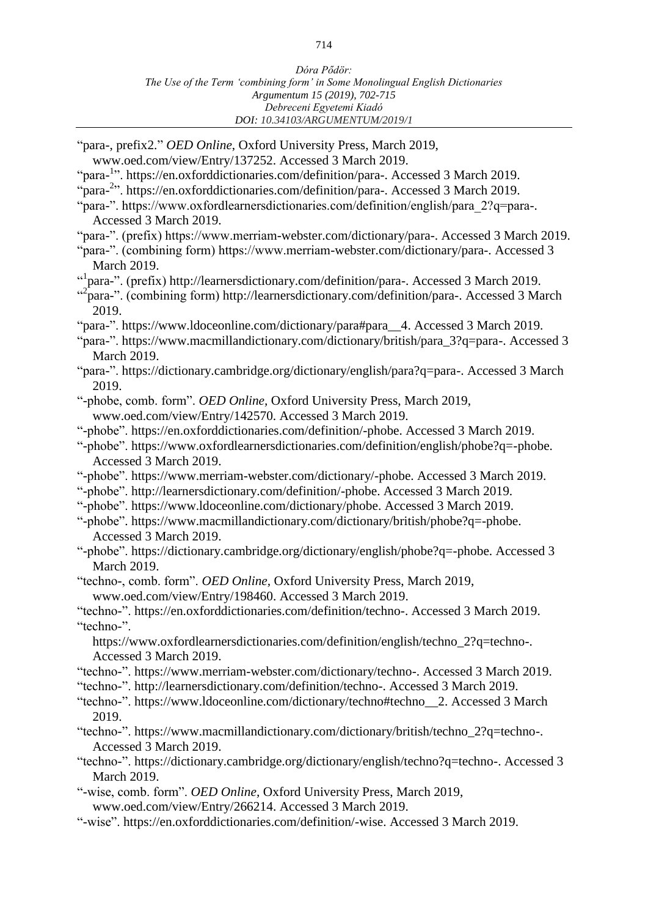"para-, prefix2." *OED Online*, Oxford University Press, March 2019, www.oed.com/view/Entry/137252. Accessed 3 March 2019.

"para-[1]". https://en.oxforddictionaries.com/definition/para-. Accessed 3 March 2019.

"para-[2]". https://en.oxforddictionaries.com/definition/para-. Accessed 3 March 2019.

"para-". https://www.oxfordlearnersdictionaries.com/definition/english/para_2?q=para-. Accessed 3 March 2019.

"para-". (prefix) https://www.merriam-webster.com/dictionary/para-. Accessed 3 March 2019.

"para-". (combining form) https://www.merriam-webster.com/dictionary/para-. Accessed 3 March 2019.

"[1]para-". (prefix) http://learnersdictionary.com/definition/para-. Accessed 3 March 2019.

"[2]para-". (combining form) http://learnersdictionary.com/definition/para-. Accessed 3 March 2019.

"para-". https://www.ldoceonline.com/dictionary/para#para__4. Accessed 3 March 2019.

"para-". https://www.macmillandictionary.com/dictionary/british/para_3?q=para-. Accessed 3 March 2019.

"para-". https://dictionary.cambridge.org/dictionary/english/para?q=para-. Accessed 3 March 2019.

"-phobe, comb. form". *OED Online*, Oxford University Press, March 2019, www.oed.com/view/Entry/142570. Accessed 3 March 2019.

"-phobe". https://en.oxforddictionaries.com/definition/-phobe. Accessed 3 March 2019.

"-phobe". https://www.oxfordlearnersdictionaries.com/definition/english/phobe?q=-phobe. Accessed 3 March 2019.

"-phobe". https://www.merriam-webster.com/dictionary/-phobe. Accessed 3 March 2019.

"-phobe". http://learnersdictionary.com/definition/-phobe. Accessed 3 March 2019.

"-phobe". https://www.ldoceonline.com/dictionary/phobe. Accessed 3 March 2019.

"-phobe". https://www.macmillandictionary.com/dictionary/british/phobe?q=-phobe. Accessed 3 March 2019.

"-phobe". https://dictionary.cambridge.org/dictionary/english/phobe?q=-phobe. Accessed 3 March 2019.

"techno-, comb. form". *OED Online*, Oxford University Press, March 2019, www.oed.com/view/Entry/198460. Accessed 3 March 2019.

"techno-". https://en.oxforddictionaries.com/definition/techno-. Accessed 3 March 2019.

"techno-". https://www.oxfordlearnersdictionaries.com/definition/english/techno_2?q=techno-. Accessed 3 March 2019.

"techno-". https://www.merriam-webster.com/dictionary/techno-. Accessed 3 March 2019.

"techno-". http://learnersdictionary.com/definition/techno-. Accessed 3 March 2019.

"techno-". https://www.ldoceonline.com/dictionary/techno#techno__2. Accessed 3 March 2019.

"techno-". https://www.macmillandictionary.com/dictionary/british/techno_2?q=techno-. Accessed 3 March 2019.

"techno-". https://dictionary.cambridge.org/dictionary/english/techno?q=techno-. Accessed 3 March 2019.

"-wise, comb. form". *OED Online*, Oxford University Press, March 2019, www.oed.com/view/Entry/266214. Accessed 3 March 2019.

"-wise". https://en.oxforddictionaries.com/definition/-wise. Accessed 3 March 2019.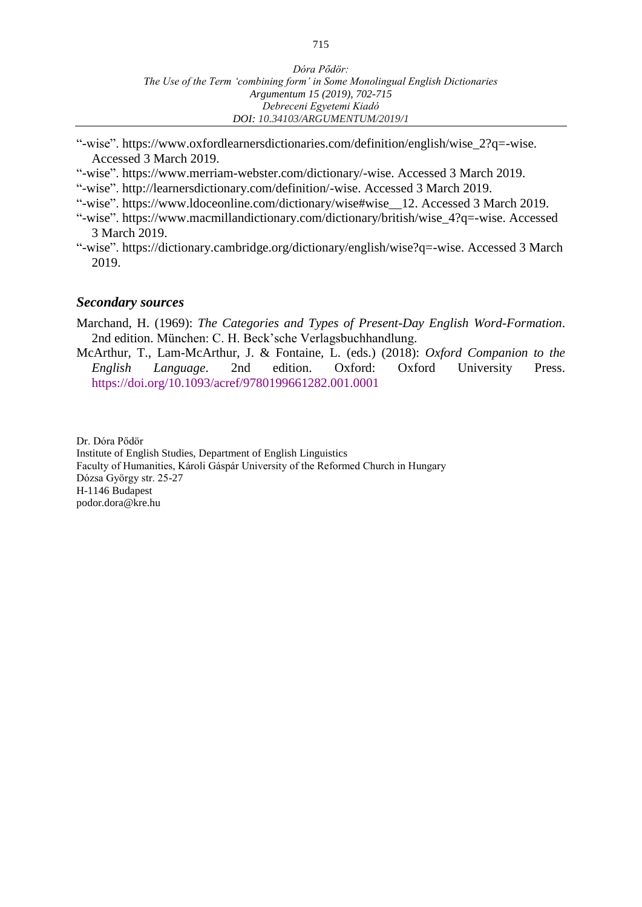"-wise". https://www.oxfordlearnersdictionaries.com/definition/english/wise_2?q=-wise. Accessed 3 March 2019.

"-wise". https://www.merriam-webster.com/dictionary/-wise. Accessed 3 March 2019.

"-wise". http://learnersdictionary.com/definition/-wise. Accessed 3 March 2019.

"-wise". https://www.ldoceonline.com/dictionary/wise#wise__12. Accessed 3 March 2019.

"-wise". https://www.macmillandictionary.com/dictionary/british/wise_4?q=-wise. Accessed 3 March 2019.

"-wise". https://dictionary.cambridge.org/dictionary/english/wise?q=-wise. Accessed 3 March 2019.

## *Secondary sources*

Marchand, H. (1969): *The Categories and Types of Present-Day English Word-Formation*. 2nd edition. München: C. H. Beck'sche Verlagsbuchhandlung.

McArthur, T., Lam-McArthur, J. & Fontaine, L. (eds.) (2018): *Oxford Companion to the English Language*. 2nd edition. Oxford: Oxford University Press. https://doi.org/10.1093/acref/9780199661282.001.0001

Dr. Dóra Pődör
Institute of English Studies, Department of English Linguistics
Faculty of Humanities, Károli Gáspár University of the Reformed Church in Hungary
Dózsa György str. 25-27
H-1146 Budapest
podor.dora@kre.hu